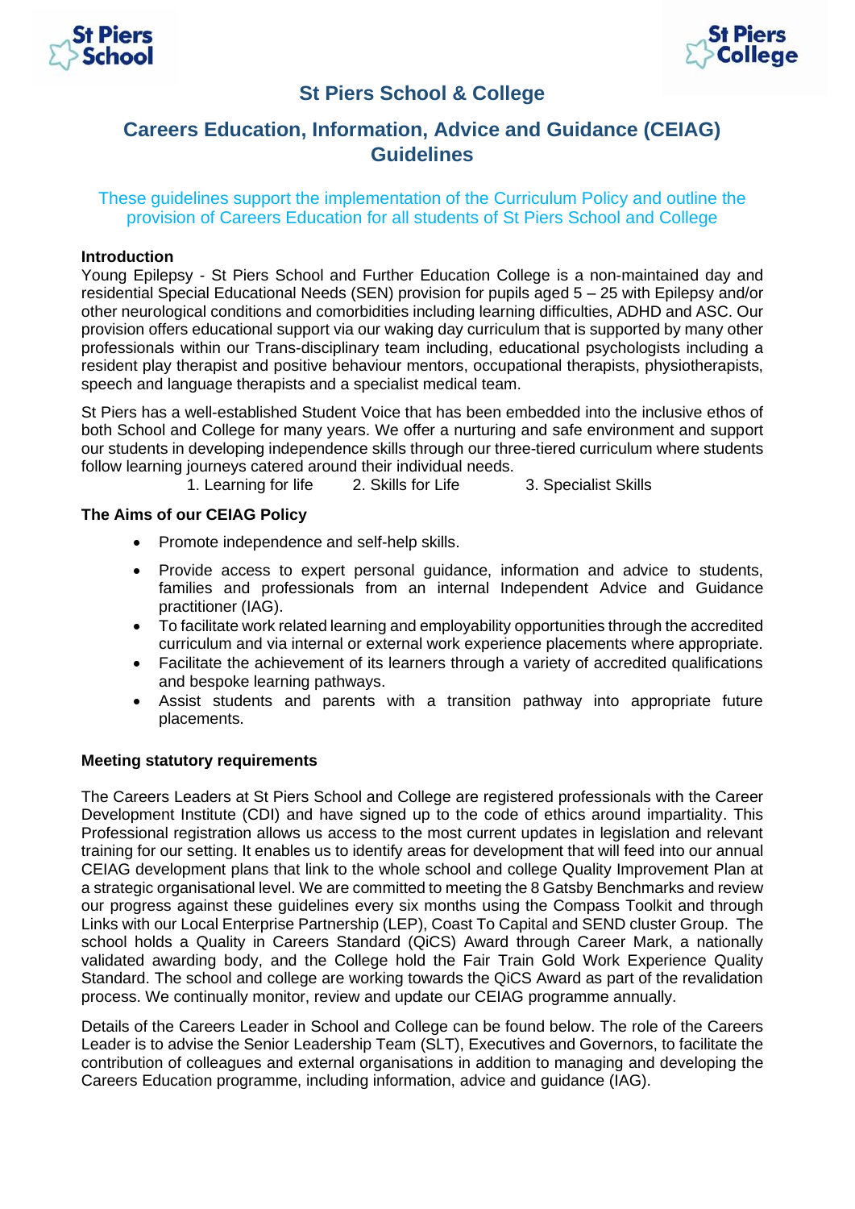# St Piers School & College

## Careers Education, Information, Advice and Guidance (CEIAG) Guidelines

These guidelines support the implementation of the Curriculum Policy and outline the provision of Careers Education for all students of St Piers School and College

**Introduction**

Young Epilepsy - St Piers School and Further Education College is a non-maintained day and residential Special Educational Needs (SEN) provision for pupils aged 5 – 25 with Epilepsy and/or other neurological conditions and comorbidities including learning difficulties, ADHD and ASC. Our provision offers educational support via our waking day curriculum that is supported by many other professionals within our Trans-disciplinary team including, educational psychologists including a resident play therapist and positive behaviour mentors, occupational therapists, physiotherapists, speech and language therapists and a specialist medical team.

St Piers has a well-established Student Voice that has been embedded into the inclusive ethos of both School and College for many years. We offer a nurturing and safe environment and support our students in developing independence skills through our three-tiered curriculum where students follow learning journeys catered around their individual needs.

1. Learning for life 2. Skills for Life 3. Specialist Skills

**The Aims of our CEIAG Policy**

- Promote independence and self-help skills.
- Provide access to expert personal guidance, information and advice to students, families and professionals from an internal Independent Advice and Guidance practitioner (IAG).
- To facilitate work related learning and employability opportunities through the accredited curriculum and via internal or external work experience placements where appropriate.
- Facilitate the achievement of its learners through a variety of accredited qualifications and bespoke learning pathways.
- Assist students and parents with a transition pathway into appropriate future placements.

**Meeting statutory requirements**

The Careers Leaders at St Piers School and College are registered professionals with the Career Development Institute (CDI) and have signed up to the code of ethics around impartiality. This Professional registration allows us access to the most current updates in legislation and relevant training for our setting. It enables us to identify areas for development that will feed into our annual CEIAG development plans that link to the whole school and college Quality Improvement Plan at a strategic organisational level. We are committed to meeting the 8 Gatsby Benchmarks and review our progress against these guidelines every six months using the Compass Toolkit and through Links with our Local Enterprise Partnership (LEP), Coast To Capital and SEND cluster Group. The school holds a Quality in Careers Standard (QiCS) Award through Career Mark, a nationally validated awarding body, and the College hold the Fair Train Gold Work Experience Quality Standard. The school and college are working towards the QiCS Award as part of the revalidation process. We continually monitor, review and update our CEIAG programme annually.

Details of the Careers Leader in School and College can be found below. The role of the Careers Leader is to advise the Senior Leadership Team (SLT), Executives and Governors, to facilitate the contribution of colleagues and external organisations in addition to managing and developing the Careers Education programme, including information, advice and guidance (IAG).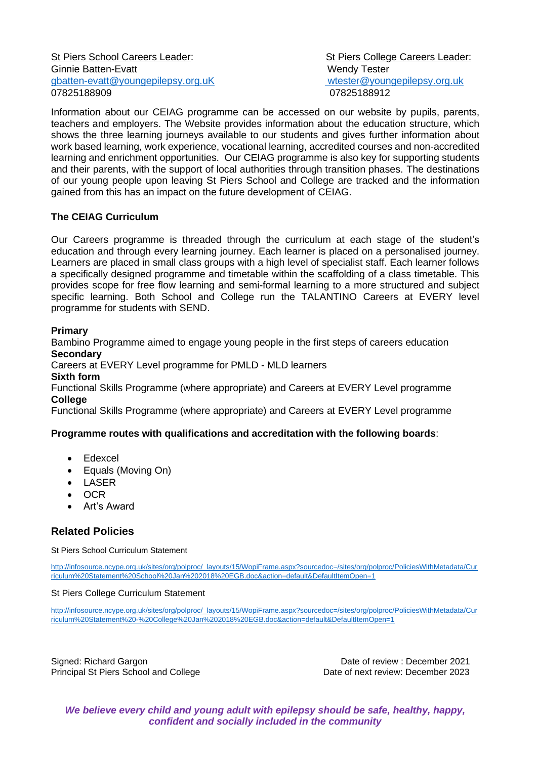St Piers School Careers Leader:
Ginnie Batten-Evatt
gbatten-evatt@youngepilepsy.org.uK
07825188909

St Piers College Careers Leader:
Wendy Tester
wtester@youngepilepsy.org.uk
07825188912

Information about our CEIAG programme can be accessed on our website by pupils, parents, teachers and employers. The Website provides information about the education structure, which shows the three learning journeys available to our students and gives further information about work based learning, work experience, vocational learning, accredited courses and non-accredited learning and enrichment opportunities. Our CEIAG programme is also key for supporting students and their parents, with the support of local authorities through transition phases. The destinations of our young people upon leaving St Piers School and College are tracked and the information gained from this has an impact on the future development of CEIAG.

**The CEIAG Curriculum**

Our Careers programme is threaded through the curriculum at each stage of the student's education and through every learning journey. Each learner is placed on a personalised journey. Learners are placed in small class groups with a high level of specialist staff. Each learner follows a specifically designed programme and timetable within the scaffolding of a class timetable. This provides scope for free flow learning and semi-formal learning to a more structured and subject specific learning. Both School and College run the TALANTINO Careers at EVERY level programme for students with SEND.

**Primary**
Bambino Programme aimed to engage young people in the first steps of careers education
**Secondary**
Careers at EVERY Level programme for PMLD - MLD learners
**Sixth form**
Functional Skills Programme (where appropriate) and Careers at EVERY Level programme
**College**
Functional Skills Programme (where appropriate) and Careers at EVERY Level programme

**Programme routes with qualifications and accreditation with the following boards**:

- Edexcel
- Equals (Moving On)
- LASER
- OCR
- Art's Award

## Related Policies

St Piers School Curriculum Statement

http://infosource.ncype.org.uk/sites/org/polproc/_layouts/15/WopiFrame.aspx?sourcedoc=/sites/org/polproc/PoliciesWithMetadata/Curriculum%20Statement%20School%20Jan%202018%20EGB.doc&action=default&DefaultItemOpen=1

St Piers College Curriculum Statement

http://infosource.ncype.org.uk/sites/org/polproc/_layouts/15/WopiFrame.aspx?sourcedoc=/sites/org/polproc/PoliciesWithMetadata/Curriculum%20Statement%20-%20College%20Jan%202018%20EGB.doc&action=default&DefaultItemOpen=1

Signed: Richard Gargon
Principal St Piers School and College

Date of review : December 2021
Date of next review: December 2023

***We believe every child and young adult with epilepsy should be safe, healthy, happy, confident and socially included in the community***